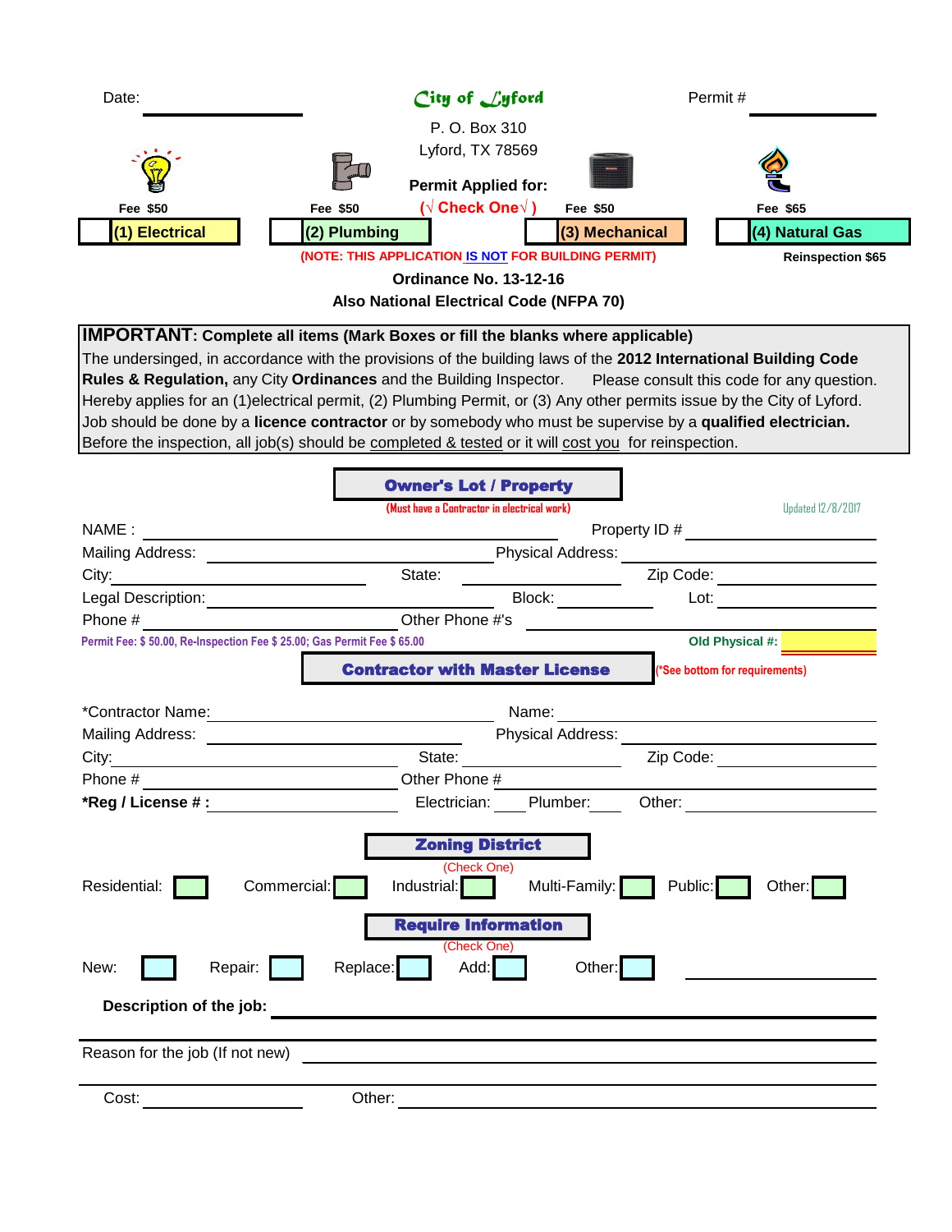Date: ____________________ **City of Lyford** Permit # ____________________

P. O. Box 310
Lyford, TX 78569

**Permit Applied for:**
**(√ Check One√ )**

| Fee $50 | Fee $50 | Fee $50 | Fee $65 |
|---|---|---|---|
| ☐ **(1) Electrical** | ☐ **(2) Plumbing** | ☐ **(3) Mechanical** | ☐ **(4) Natural Gas** |

**(NOTE: THIS APPLICATION IS NOT FOR BUILDING PERMIT)** **Reinspection $65**

**Ordinance No. 13-12-16**
**Also National Electrical Code (NFPA 70)**

**IMPORTANT: Complete all items (Mark Boxes or fill the blanks where applicable)**
The undersinged, in accordance with the provisions of the building laws of the **2012 International Building Code Rules & Regulation,** any City **Ordinances** and the Building Inspector. Please consult this code for any question. Hereby applies for an (1)electrical permit, (2) Plumbing Permit, or (3) Any other permits issue by the City of Lyford. Job should be done by a **licence contractor** or by somebody who must be supervise by a **qualified electrician.** Before the inspection, all job(s) should be completed & tested or it will cost you for reinspection.

## Owner's Lot / Property

(Must have a Contractor in electrical work) Updated 12/8/2017

NAME : ____________________ Property ID # ____________________
Mailing Address: ____________________ Physical Address: ____________________
City: ____________________ State: ____________________ Zip Code: ____________________
Legal Description: ____________________ Block: ____________________ Lot: ____________________
Phone # ____________________ Other Phone #'s ____________________

Permit Fee: $ 50.00, Re-Inspection Fee $ 25.00; Gas Permit Fee $ 65.00 **Old Physical #:** ____________________

## Contractor with Master License

(*See bottom for requirements)

*Contractor Name: ____________________ Name: ____________________
Mailing Address: ____________________ Physical Address: ____________________
City: ____________________ State: ____________________ Zip Code: ____________________
Phone # ____________________ Other Phone # ____________________
**\*Reg / License # :** ____________________ Electrician: ____ Plumber: ____ Other: ____________________

## Zoning District

(Check One)

Residential: ☐ Commercial: ☐ Industrial: ☐ Multi-Family: ☐ Public: ☐ Other: ☐

## Require Information

(Check One)

New: ☐ Repair: ☐ Replace: ☐ Add: ☐ Other: ☐ ____________________

**Description of the job:** ____________________

Reason for the job (If not new) ____________________

Cost: ____________________ Other: ____________________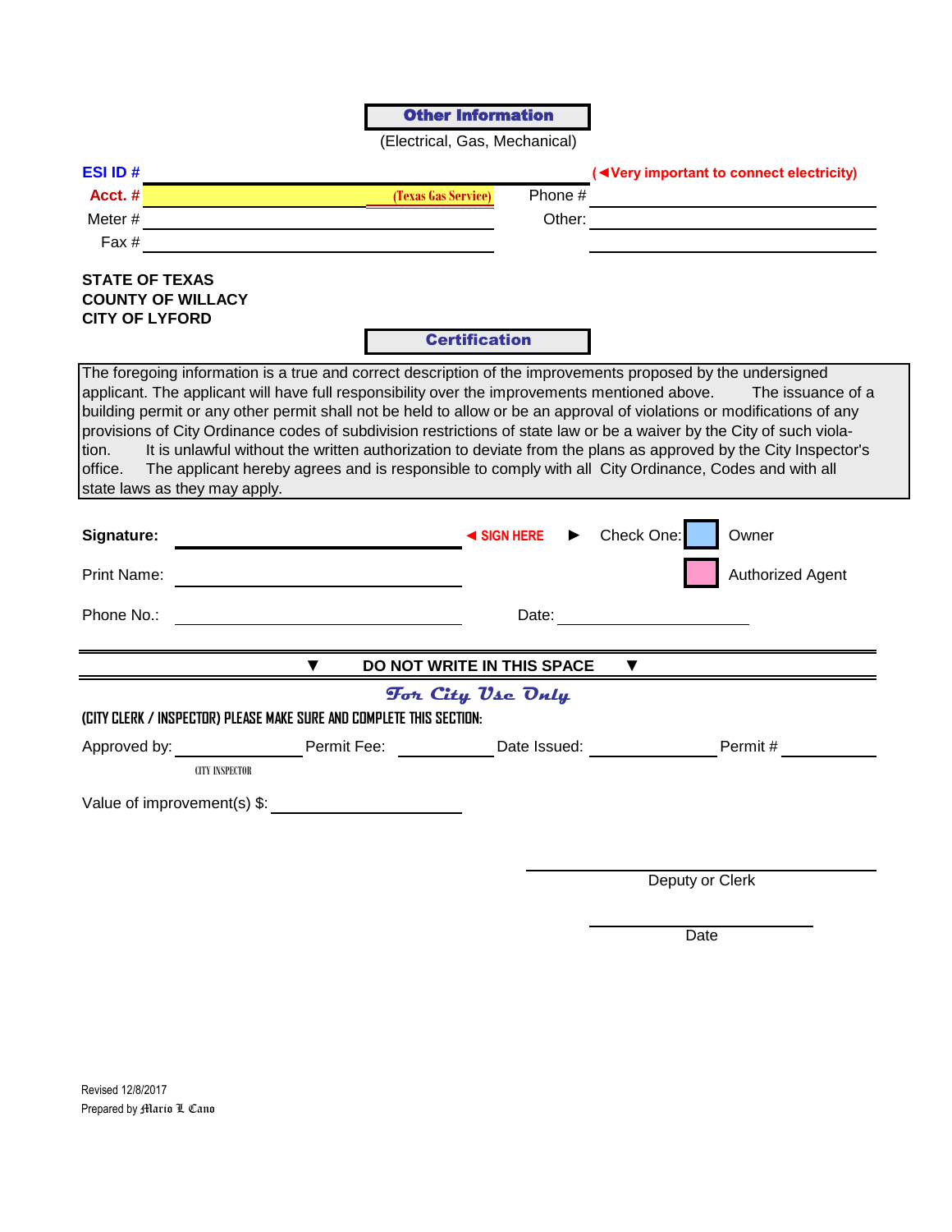## Other Information

(Electrical, Gas, Mechanical)

**ESI ID #** ______________________ **(◄Very important to connect electricity)**

**Acct. #** ______________________ (Texas Gas Service) Phone # ______________________

Meter # ______________________ Other: ______________________

Fax # ______________________ ______________________

**STATE OF TEXAS**
**COUNTY OF WILLACY**
**CITY OF LYFORD**

## Certification

The foregoing information is a true and correct description of the improvements proposed by the undersigned applicant. The applicant will have full responsibility over the improvements mentioned above. The issuance of a building permit or any other permit shall not be held to allow or be an approval of violations or modifications of any provisions of City Ordinance codes of subdivision restrictions of state law or be a waiver by the City of such violation. It is unlawful without the written authorization to deviate from the plans as approved by the City Inspector's office. The applicant hereby agrees and is responsible to comply with all City Ordinance, Codes and with all state laws as they may apply.

**Signature:** ______________________ **◄ SIGN HERE** ► Check One: ☐ Owner

Print Name: ______________________ ☐ Authorized Agent

Phone No.: ______________________ Date: ______________________

---

▼ **DO NOT WRITE IN THIS SPACE** ▼

---

***For City Use Only***

**(CITY CLERK / INSPECTOR) PLEASE MAKE SURE AND COMPLETE THIS SECTION:**

Approved by: ______________ Permit Fee: ______________ Date Issued: ______________ Permit # ______________

CITY INSPECTOR

Value of improvement(s) $: ______________________

______________________
Deputy or Clerk

______________________
Date

Revised 12/8/2017
Prepared by Mario L Cano